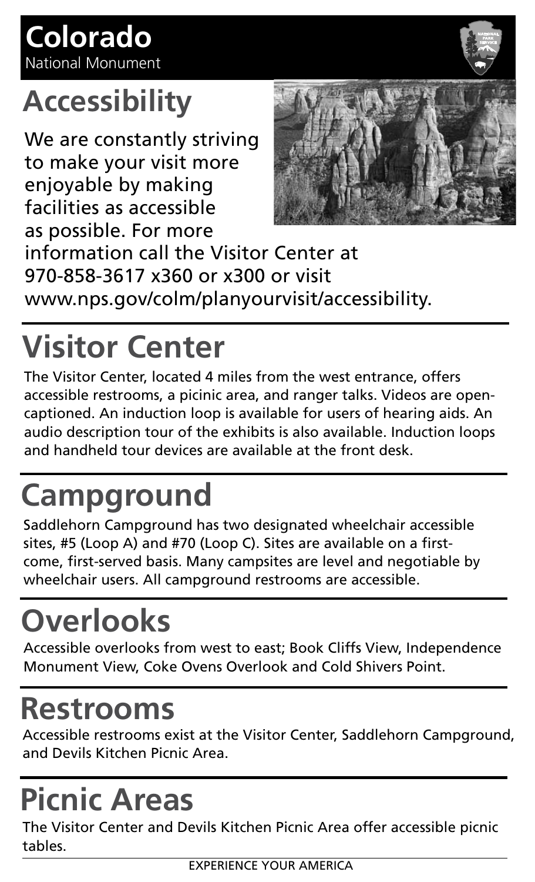# Colorado

National Monument

## Accessibility

We are constantly striving to make your visit more enjoyable by making facilities as accessible as possible. For more information call the Visitor Center at 970-858-3617 x360 or x300 or visit www.nps.gov/colm/planyourvisit/accessibility.

## Visitor Center

The Visitor Center, located 4 miles from the west entrance, offers accessible restrooms, a picinic area, and ranger talks. Videos are open-captioned. An induction loop is available for users of hearing aids. An audio description tour of the exhibits is also available. Induction loops and handheld tour devices are available at the front desk.

## Campground

Saddlehorn Campground has two designated wheelchair accessible sites, #5 (Loop A) and #70 (Loop C). Sites are available on a first-come, first-served basis. Many campsites are level and negotiable by wheelchair users. All campground restrooms are accessible.

## Overlooks

Accessible overlooks from west to east; Book Cliffs View, Independence Monument View, Coke Ovens Overlook and Cold Shivers Point.

## Restrooms

Accessible restrooms exist at the Visitor Center, Saddlehorn Campground, and Devils Kitchen Picnic Area.

## Picnic Areas

The Visitor Center and Devils Kitchen Picnic Area offer accessible picnic tables.

EXPERIENCE YOUR AMERICA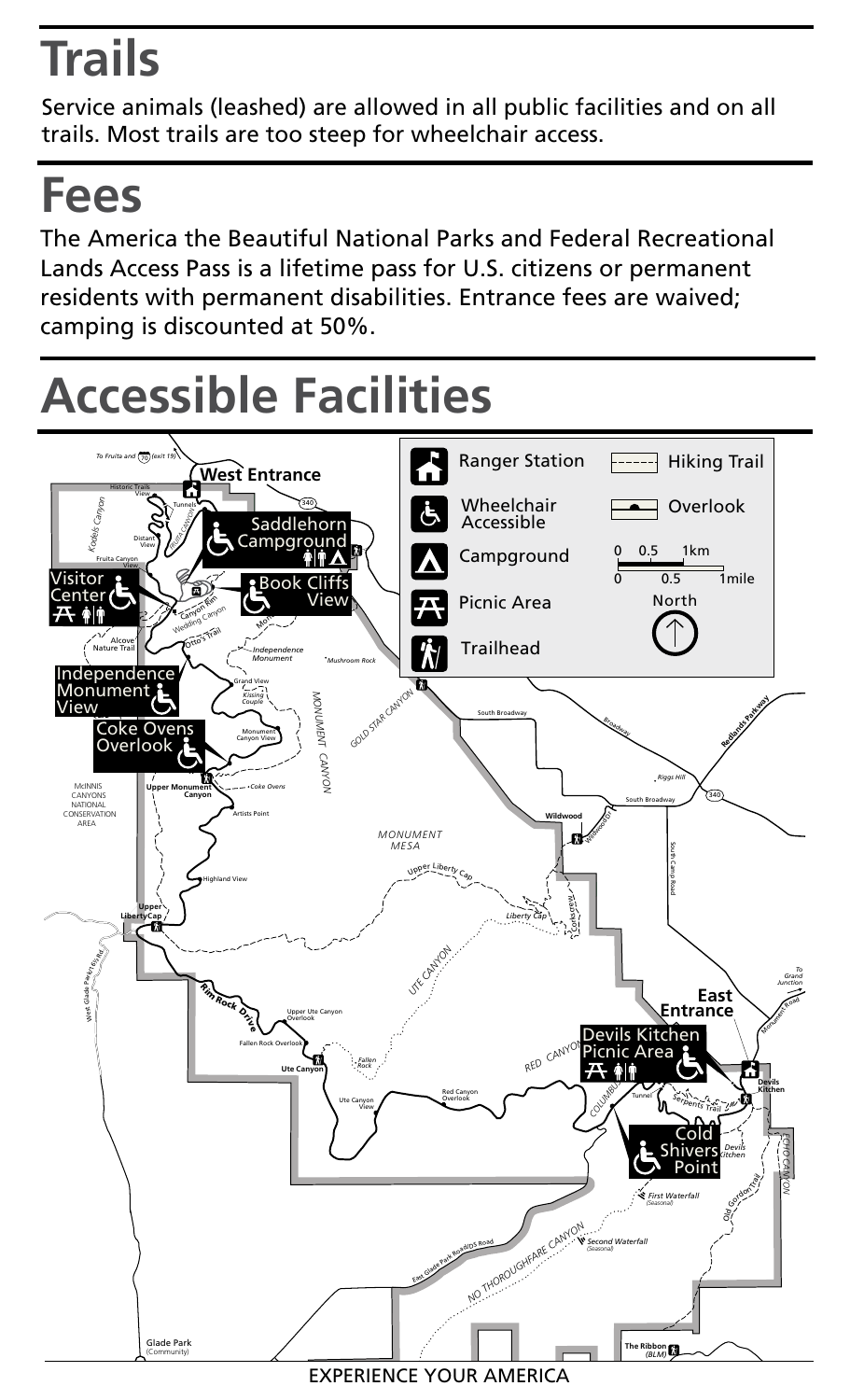# Trails

Service animals (leashed) are allowed in all public facilities and on all trails. Most trails are too steep for wheelchair access.

# Fees

The America the Beautiful National Parks and Federal Recreational Lands Access Pass is a lifetime pass for U.S. citizens or permanent residents with permanent disabilities. Entrance fees are waived; camping is discounted at 50%.

# Accessible Facilities

Ranger Station
Wheelchair Accessible
Campground
Picnic Area
Trailhead
Hiking Trail
Overlook
0 0.5 1km
0 0.5 1mile
North

West Entrance
Saddlehorn Campground
Visitor Center
Book Cliffs View
Independence Monument View
Coke Ovens Overlook
East Entrance
Devils Kitchen Picnic Area
Cold Shivers Point

EXPERIENCE YOUR AMERICA